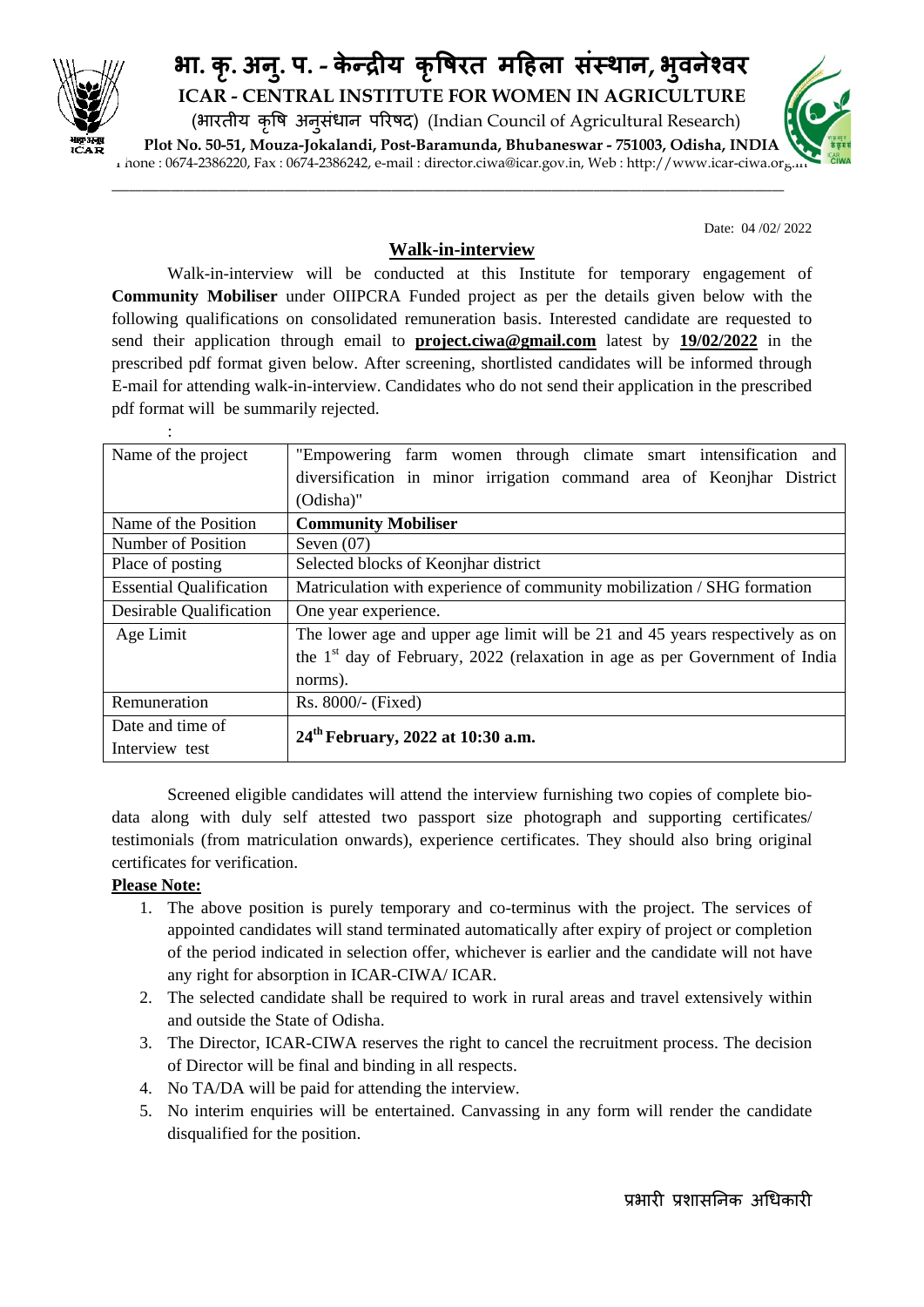# भा. कृ. अनु. प. - केन्द्रीय कृषिरत महिला संस्थान, भुवनेश्वर

**ICAR - CENTRAL INSTITUTE FOR WOMEN IN AGRICULTURE**

(भारतीय कृषि अनुसंधान परिषद) (Indian Council of Agricultural Research)

**Plot No. 50-51, Mouza-Jokalandi, Post-Baramunda, Bhubaneswar - 751003, Odisha, INDIA**

Phone : 0674-2386220, Fax : 0674-2386242, e-mail : director.ciwa@icar.gov.in, Web : http://www.icar-ciwa.org.in

Date: 04 /02/ 2022

## Walk-in-interview

Walk-in-interview will be conducted at this Institute for temporary engagement of **Community Mobiliser** under OIIPCRA Funded project as per the details given below with the following qualifications on consolidated remuneration basis. Interested candidate are requested to send their application through email to **project.ciwa@gmail.com** latest by **19/02/2022** in the prescribed pdf format given below. After screening, shortlisted candidates will be informed through E-mail for attending walk-in-interview. Candidates who do not send their application in the prescribed pdf format will be summarily rejected.

:

| | |
|---|---|
| Name of the project | "Empowering farm women through climate smart intensification and diversification in minor irrigation command area of Keonjhar District (Odisha)" |
| Name of the Position | **Community Mobiliser** |
| Number of Position | Seven (07) |
| Place of posting | Selected blocks of Keonjhar district |
| Essential Qualification | Matriculation with experience of community mobilization / SHG formation |
| Desirable Qualification | One year experience. |
| Age Limit | The lower age and upper age limit will be 21 and 45 years respectively as on the 1st day of February, 2022 (relaxation in age as per Government of India norms). |
| Remuneration | Rs. 8000/- (Fixed) |
| Date and time of Interview test | **24th February, 2022 at 10:30 a.m.** |

Screened eligible candidates will attend the interview furnishing two copies of complete bio-data along with duly self attested two passport size photograph and supporting certificates/ testimonials (from matriculation onwards), experience certificates. They should also bring original certificates for verification.

**Please Note:**

1. The above position is purely temporary and co-terminus with the project. The services of appointed candidates will stand terminated automatically after expiry of project or completion of the period indicated in selection offer, whichever is earlier and the candidate will not have any right for absorption in ICAR-CIWA/ ICAR.
2. The selected candidate shall be required to work in rural areas and travel extensively within and outside the State of Odisha.
3. The Director, ICAR-CIWA reserves the right to cancel the recruitment process. The decision of Director will be final and binding in all respects.
4. No TA/DA will be paid for attending the interview.
5. No interim enquiries will be entertained. Canvassing in any form will render the candidate disqualified for the position.

प्रभारी प्रशासनिक अधिकारी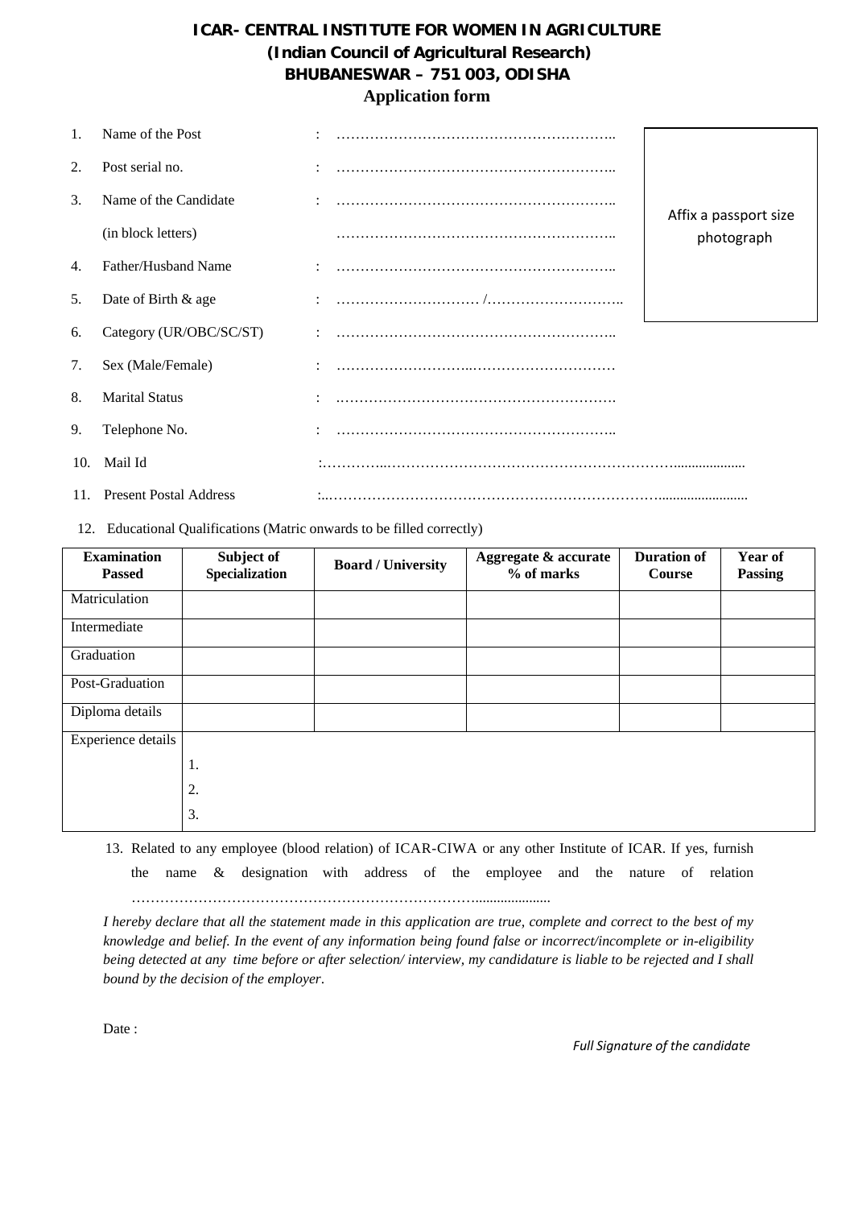# ICAR- CENTRAL INSTITUTE FOR WOMEN IN AGRICULTURE
## (Indian Council of Agricultural Research)
## BHUBANESWAR – 751 003, ODISHA
## Application form

Affix a passport size photograph

1. Name of the Post : …………………………………………………..
2. Post serial no. : …………………………………………………..
3. Name of the Candidate : …………………………………………………..
   (in block letters) …………………………………………………..
4. Father/Husband Name : …………………………………………………..
5. Date of Birth & age : ………………………… /………………………..
6. Category (UR/OBC/SC/ST) : …………………………………………………..
7. Sex (Male/Female) : ……………………..…………………………
8. Marital Status : .………………………………………………….
9. Telephone No. : …………………………………………………..
10. Mail Id :…………..………………………………………………………....................
11. Present Postal Address :..……………………………………………………………........................
12. Educational Qualifications (Matric onwards to be filled correctly)

| Examination Passed | Subject of Specialization | Board / University | Aggregate & accurate % of marks | Duration of Course | Year of Passing |
|---|---|---|---|---|---|
| Matriculation | | | | | |
| Intermediate | | | | | |
| Graduation | | | | | |
| Post-Graduation | | | | | |
| Diploma details | | | | | |
| Experience details | 1.<br>2.<br>3. | | | | |

13. Related to any employee (blood relation) of ICAR-CIWA or any other Institute of ICAR. If yes, furnish the name & designation with address of the employee and the nature of relation ………………………………………………………………....................

*I hereby declare that all the statement made in this application are true, complete and correct to the best of my knowledge and belief. In the event of any information being found false or incorrect/incomplete or in-eligibility being detected at any time before or after selection/ interview, my candidature is liable to be rejected and I shall bound by the decision of the employer.*

Date :

*Full Signature of the candidate*